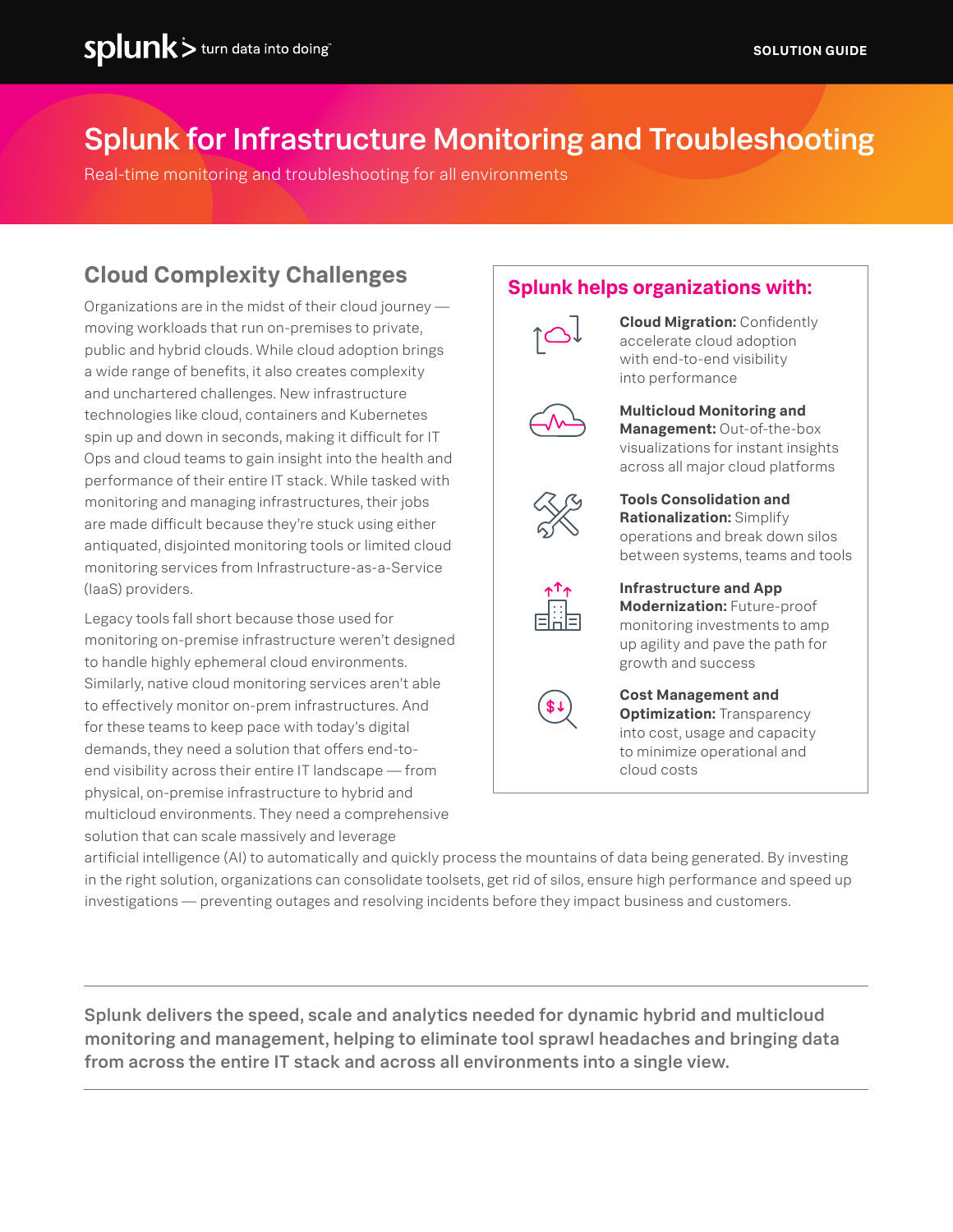# Splunk for Infrastructure Monitoring and Troubleshooting

Real-time monitoring and troubleshooting for all environments

## Cloud Complexity Challenges

Organizations are in the midst of their cloud journey — moving workloads that run on-premises to private, public and hybrid clouds. While cloud adoption brings a wide range of benefits, it also creates complexity and unchartered challenges. New infrastructure technologies like cloud, containers and Kubernetes spin up and down in seconds, making it difficult for IT Ops and cloud teams to gain insight into the health and performance of their entire IT stack. While tasked with monitoring and managing infrastructures, their jobs are made difficult because they're stuck using either antiquated, disjointed monitoring tools or limited cloud monitoring services from Infrastructure-as-a-Service (IaaS) providers.

Legacy tools fall short because those used for monitoring on-premise infrastructure weren't designed to handle highly ephemeral cloud environments. Similarly, native cloud monitoring services aren't able to effectively monitor on-prem infrastructures. And for these teams to keep pace with today's digital demands, they need a solution that offers end-to-end visibility across their entire IT landscape — from physical, on-premise infrastructure to hybrid and multicloud environments. They need a comprehensive solution that can scale massively and leverage artificial intelligence (AI) to automatically and quickly process the mountains of data being generated. By investing in the right solution, organizations can consolidate toolsets, get rid of silos, ensure high performance and speed up investigations — preventing outages and resolving incidents before they impact business and customers.

### Splunk helps organizations with:

- **Cloud Migration:** Confidently accelerate cloud adoption with end-to-end visibility into performance
- **Multicloud Monitoring and Management:** Out-of-the-box visualizations for instant insights across all major cloud platforms
- **Tools Consolidation and Rationalization:** Simplify operations and break down silos between systems, teams and tools
- **Infrastructure and App Modernization:** Future-proof monitoring investments to amp up agility and pave the path for growth and success
- **Cost Management and Optimization:** Transparency into cost, usage and capacity to minimize operational and cloud costs

---

**Splunk delivers the speed, scale and analytics needed for dynamic hybrid and multicloud monitoring and management, helping to eliminate tool sprawl headaches and bringing data from across the entire IT stack and across all environments into a single view.**

---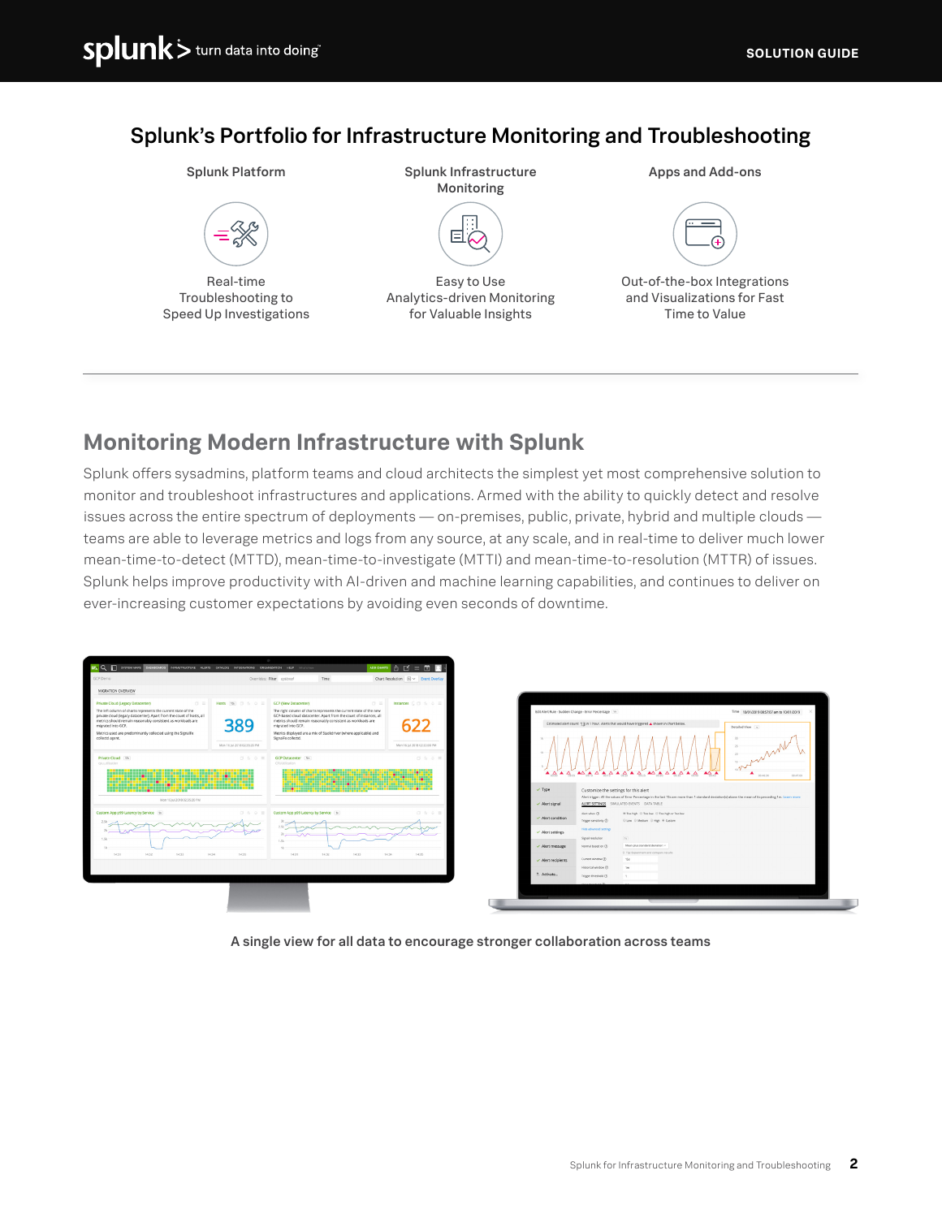## Splunk's Portfolio for Infrastructure Monitoring and Troubleshooting

**Splunk Platform**

Real-time Troubleshooting to Speed Up Investigations

**Splunk Infrastructure Monitoring**

Easy to Use Analytics-driven Monitoring for Valuable Insights

**Apps and Add-ons**

Out-of-the-box Integrations and Visualizations for Fast Time to Value

---

## Monitoring Modern Infrastructure with Splunk

Splunk offers sysadmins, platform teams and cloud architects the simplest yet most comprehensive solution to monitor and troubleshoot infrastructures and applications. Armed with the ability to quickly detect and resolve issues across the entire spectrum of deployments — on-premises, public, private, hybrid and multiple clouds — teams are able to leverage metrics and logs from any source, at any scale, and in real-time to deliver much lower mean-time-to-detect (MTTD), mean-time-to-investigate (MTTI) and mean-time-to-resolution (MTTR) of issues. Splunk helps improve productivity with AI-driven and machine learning capabilities, and continues to deliver on ever-increasing customer expectations by avoiding even seconds of downtime.

A single view for all data to encourage stronger collaboration across teams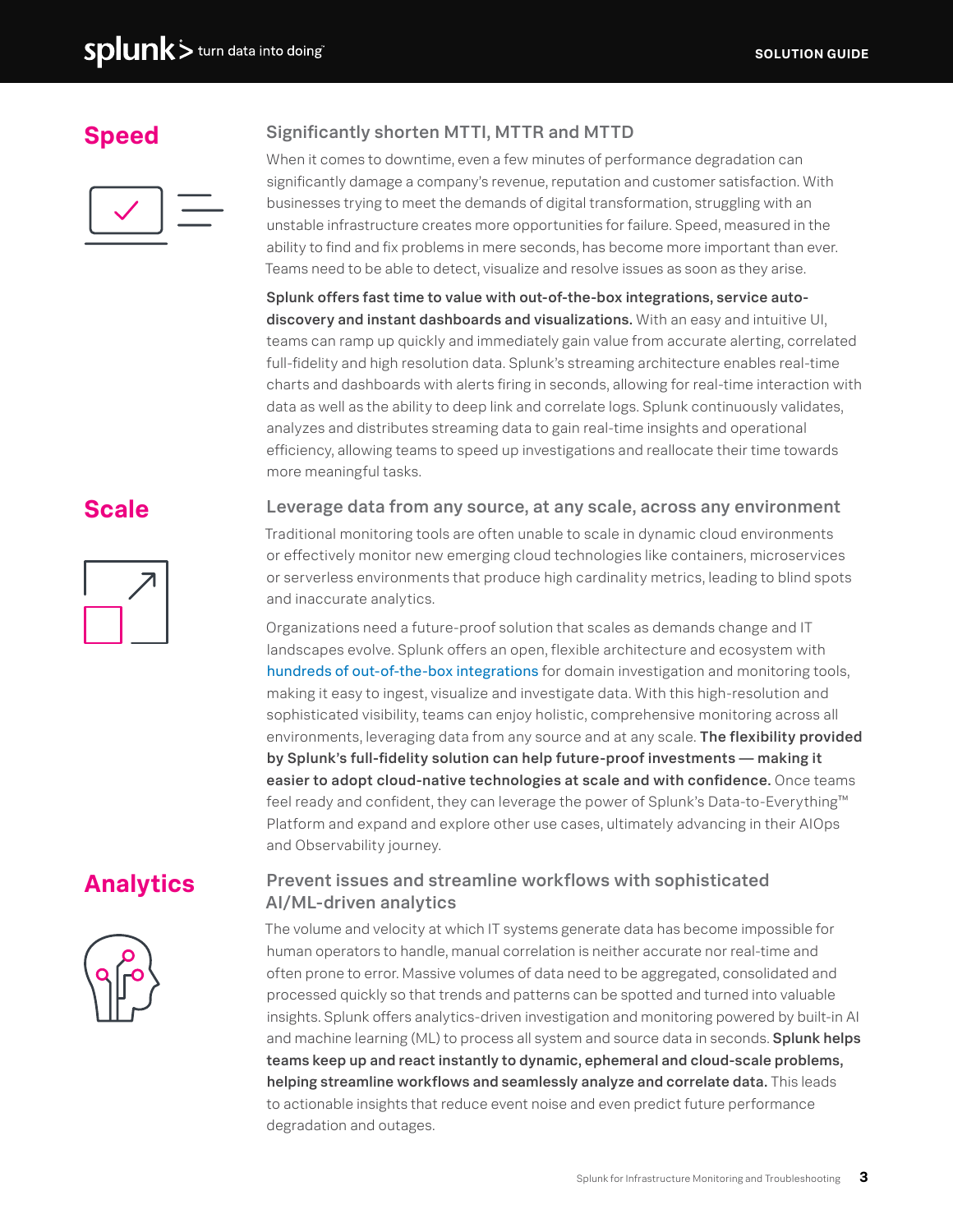## Speed

### Significantly shorten MTTI, MTTR and MTTD

When it comes to downtime, even a few minutes of performance degradation can significantly damage a company's revenue, reputation and customer satisfaction. With businesses trying to meet the demands of digital transformation, struggling with an unstable infrastructure creates more opportunities for failure. Speed, measured in the ability to find and fix problems in mere seconds, has become more important than ever. Teams need to be able to detect, visualize and resolve issues as soon as they arise.

**Splunk offers fast time to value with out-of-the-box integrations, service auto-discovery and instant dashboards and visualizations.** With an easy and intuitive UI, teams can ramp up quickly and immediately gain value from accurate alerting, correlated full-fidelity and high resolution data. Splunk's streaming architecture enables real-time charts and dashboards with alerts firing in seconds, allowing for real-time interaction with data as well as the ability to deep link and correlate logs. Splunk continuously validates, analyzes and distributes streaming data to gain real-time insights and operational efficiency, allowing teams to speed up investigations and reallocate their time towards more meaningful tasks.

## Scale

### Leverage data from any source, at any scale, across any environment

Traditional monitoring tools are often unable to scale in dynamic cloud environments or effectively monitor new emerging cloud technologies like containers, microservices or serverless environments that produce high cardinality metrics, leading to blind spots and inaccurate analytics.

Organizations need a future-proof solution that scales as demands change and IT landscapes evolve. Splunk offers an open, flexible architecture and ecosystem with hundreds of out-of-the-box integrations for domain investigation and monitoring tools, making it easy to ingest, visualize and investigate data. With this high-resolution and sophisticated visibility, teams can enjoy holistic, comprehensive monitoring across all environments, leveraging data from any source and at any scale. **The flexibility provided by Splunk's full-fidelity solution can help future-proof investments — making it easier to adopt cloud-native technologies at scale and with confidence.** Once teams feel ready and confident, they can leverage the power of Splunk's Data-to-Everything™ Platform and expand and explore other use cases, ultimately advancing in their AIOps and Observability journey.

## Analytics

### Prevent issues and streamline workflows with sophisticated AI/ML-driven analytics

The volume and velocity at which IT systems generate data has become impossible for human operators to handle, manual correlation is neither accurate nor real-time and often prone to error. Massive volumes of data need to be aggregated, consolidated and processed quickly so that trends and patterns can be spotted and turned into valuable insights. Splunk offers analytics-driven investigation and monitoring powered by built-in AI and machine learning (ML) to process all system and source data in seconds. **Splunk helps teams keep up and react instantly to dynamic, ephemeral and cloud-scale problems, helping streamline workflows and seamlessly analyze and correlate data.** This leads to actionable insights that reduce event noise and even predict future performance degradation and outages.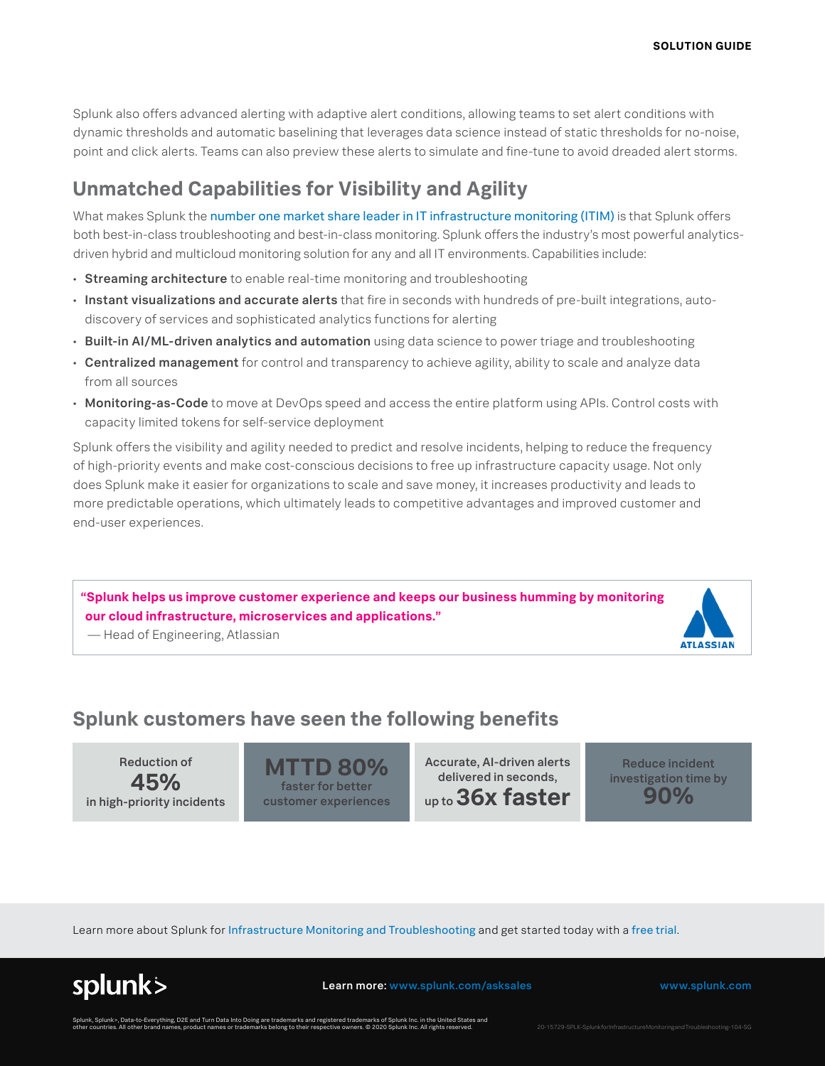Splunk also offers advanced alerting with adaptive alert conditions, allowing teams to set alert conditions with dynamic thresholds and automatic baselining that leverages data science instead of static thresholds for no-noise, point and click alerts. Teams can also preview these alerts to simulate and fine-tune to avoid dreaded alert storms.

## Unmatched Capabilities for Visibility and Agility

What makes Splunk the number one market share leader in IT infrastructure monitoring (ITIM) is that Splunk offers both best-in-class troubleshooting and best-in-class monitoring. Splunk offers the industry's most powerful analytics-driven hybrid and multicloud monitoring solution for any and all IT environments. Capabilities include:

- **Streaming architecture** to enable real-time monitoring and troubleshooting
- **Instant visualizations and accurate alerts** that fire in seconds with hundreds of pre-built integrations, auto-discovery of services and sophisticated analytics functions for alerting
- **Built-in AI/ML-driven analytics and automation** using data science to power triage and troubleshooting
- **Centralized management** for control and transparency to achieve agility, ability to scale and analyze data from all sources
- **Monitoring-as-Code** to move at DevOps speed and access the entire platform using APIs. Control costs with capacity limited tokens for self-service deployment

Splunk offers the visibility and agility needed to predict and resolve incidents, helping to reduce the frequency of high-priority events and make cost-conscious decisions to free up infrastructure capacity usage. Not only does Splunk make it easier for organizations to scale and save money, it increases productivity and leads to more predictable operations, which ultimately leads to competitive advantages and improved customer and end-user experiences.

> **"Splunk helps us improve customer experience and keeps our business humming by monitoring our cloud infrastructure, microservices and applications."**
> — Head of Engineering, Atlassian

ATLASSIAN

## Splunk customers have seen the following benefits

Reduction of **45%** in high-priority incidents

**MTTD 80%** faster for better customer experiences

Accurate, AI-driven alerts delivered in seconds, up to **36x faster**

Reduce incident investigation time by **90%**

Learn more about Splunk for Infrastructure Monitoring and Troubleshooting and get started today with a free trial.

splunk>

Learn more: www.splunk.com/asksales

www.splunk.com

Splunk, Splunk>, Data-to-Everything, D2E and Turn Data Into Doing are trademarks and registered trademarks of Splunk Inc. in the United States and other countries. All other brand names, product names or trademarks belong to their respective owners. © 2020 Splunk Inc. All rights reserved.

20-15729-SPLK-SplunkforInfrastructureMonitoringandTroubleshooting-104-SG